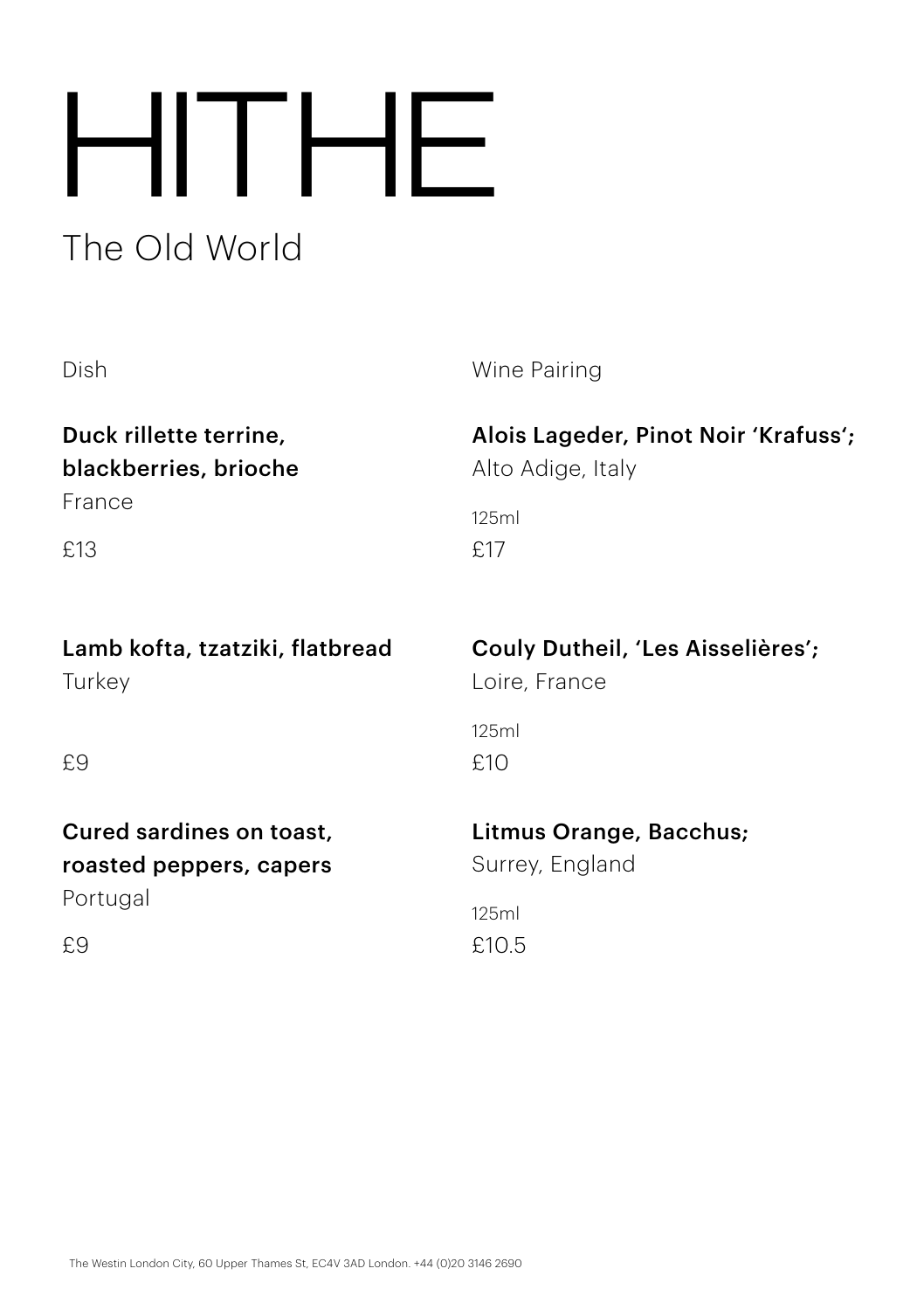# HITHE

## The Old World

| Dish | Wine Pairing |
| --- | --- |
| **Duck rillette terrine, blackberries, brioche**<br>France<br>£13 | **Alois Lageder, Pinot Noir ‘Krafuss‘;**<br>Alto Adige, Italy<br>125ml<br>£17 |
| **Lamb kofta, tzatziki, flatbread**<br>Turkey<br>£9 | **Couly Dutheil, ‘Les Aisselières’;**<br>Loire, France<br>125ml<br>£10 |
| **Cured sardines on toast, roasted peppers, capers**<br>Portugal<br>£9 | **Litmus Orange, Bacchus;**<br>Surrey, England<br>125ml<br>£10.5 |

The Westin London City, 60 Upper Thames St, EC4V 3AD London. +44 (0)20 3146 2690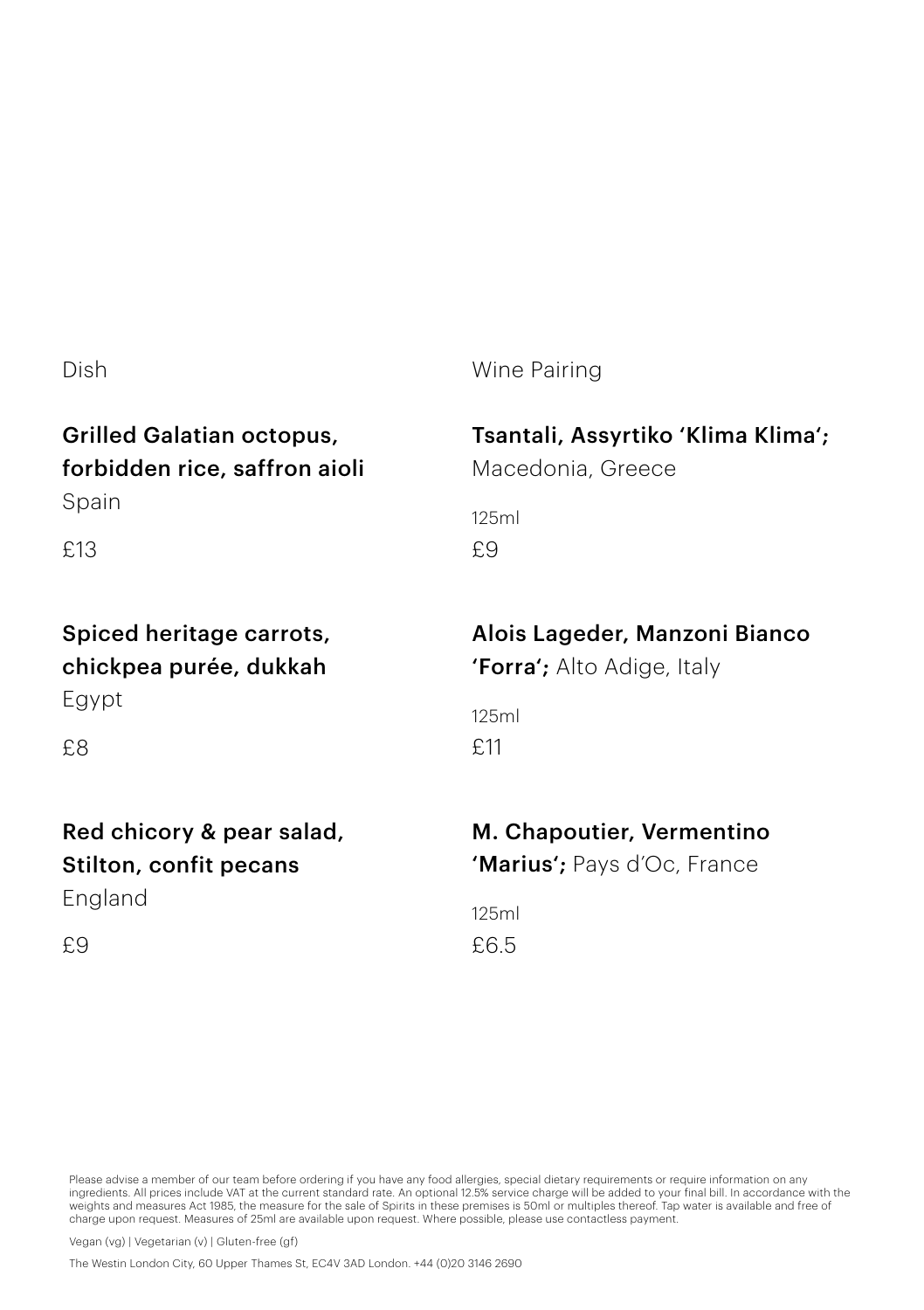| Dish | Wine Pairing |
| --- | --- |
| **Grilled Galatian octopus, forbidden rice, saffron aioli**<br>Spain<br>£13 | **Tsantali, Assyrtiko 'Klima Klima';** Macedonia, Greece<br>125ml<br>£9 |
| **Spiced heritage carrots, chickpea purée, dukkah**<br>Egypt<br>£8 | **Alois Lageder, Manzoni Bianco 'Forra';** Alto Adige, Italy<br>125ml<br>£11 |
| **Red chicory & pear salad, Stilton, confit pecans**<br>England<br>£9 | **M. Chapoutier, Vermentino 'Marius';** Pays d'Oc, France<br>125ml<br>£6.5 |

Please advise a member of our team before ordering if you have any food allergies, special dietary requirements or require information on any ingredients. All prices include VAT at the current standard rate. An optional 12.5% service charge will be added to your final bill. In accordance with the weights and measures Act 1985, the measure for the sale of Spirits in these premises is 50ml or multiples thereof. Tap water is available and free of charge upon request. Measures of 25ml are available upon request. Where possible, please use contactless payment.

Vegan (vg) | Vegetarian (v) | Gluten-free (gf)

The Westin London City, 60 Upper Thames St, EC4V 3AD London. +44 (0)20 3146 2690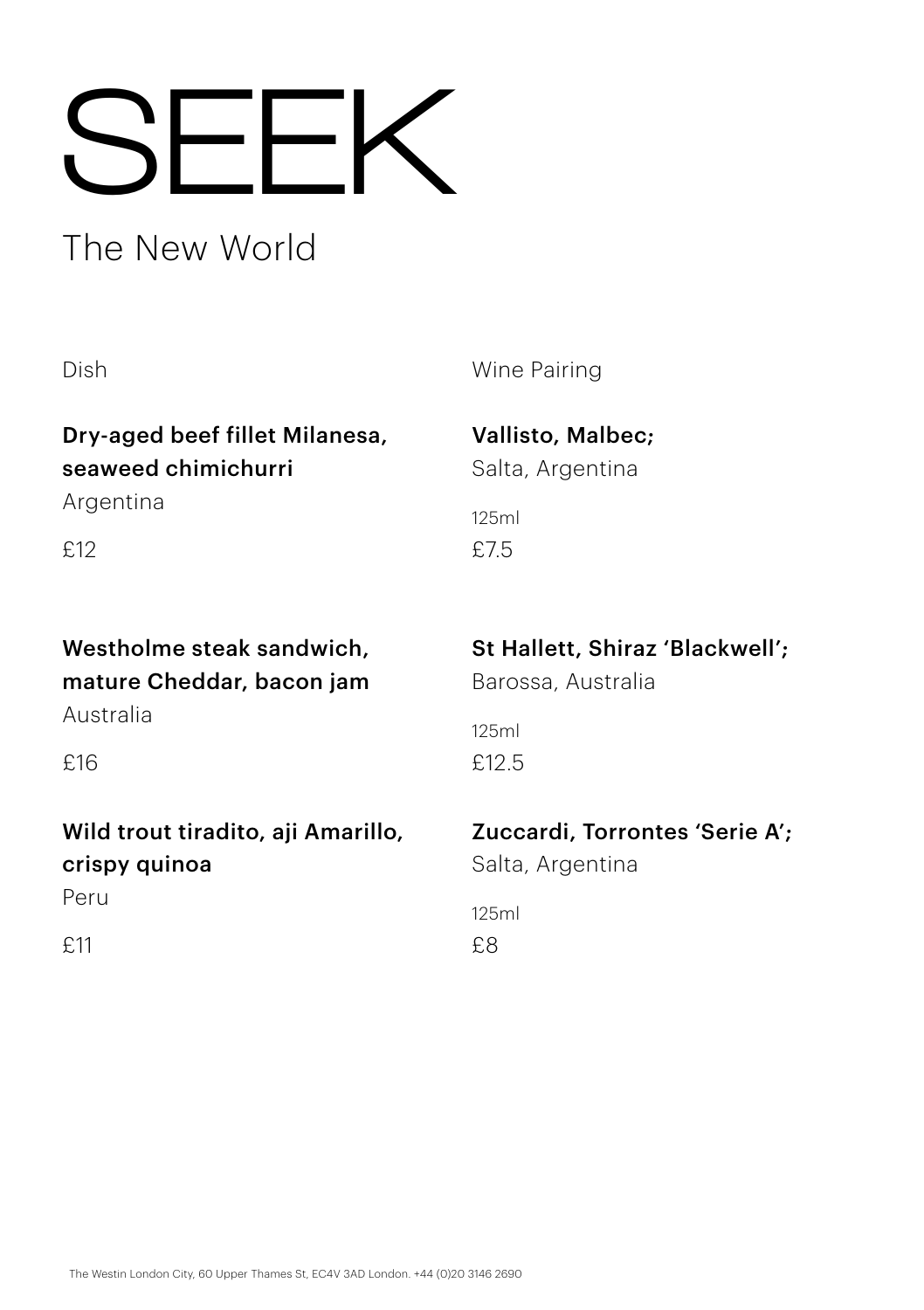# SEEK

## The New World

| Dish | Wine Pairing |
|---|---|
| **Dry-aged beef fillet Milanesa, seaweed chimichurri**<br>Argentina<br>£12 | **Vallisto, Malbec;**<br>Salta, Argentina<br>125ml<br>£7.5 |
| **Westholme steak sandwich, mature Cheddar, bacon jam**<br>Australia<br>£16 | **St Hallett, Shiraz 'Blackwell';**<br>Barossa, Australia<br>125ml<br>£12.5 |
| **Wild trout tiradito, aji Amarillo, crispy quinoa**<br>Peru<br>£11 | **Zuccardi, Torrontes 'Serie A';**<br>Salta, Argentina<br>125ml<br>£8 |

The Westin London City, 60 Upper Thames St, EC4V 3AD London. +44 (0)20 3146 2690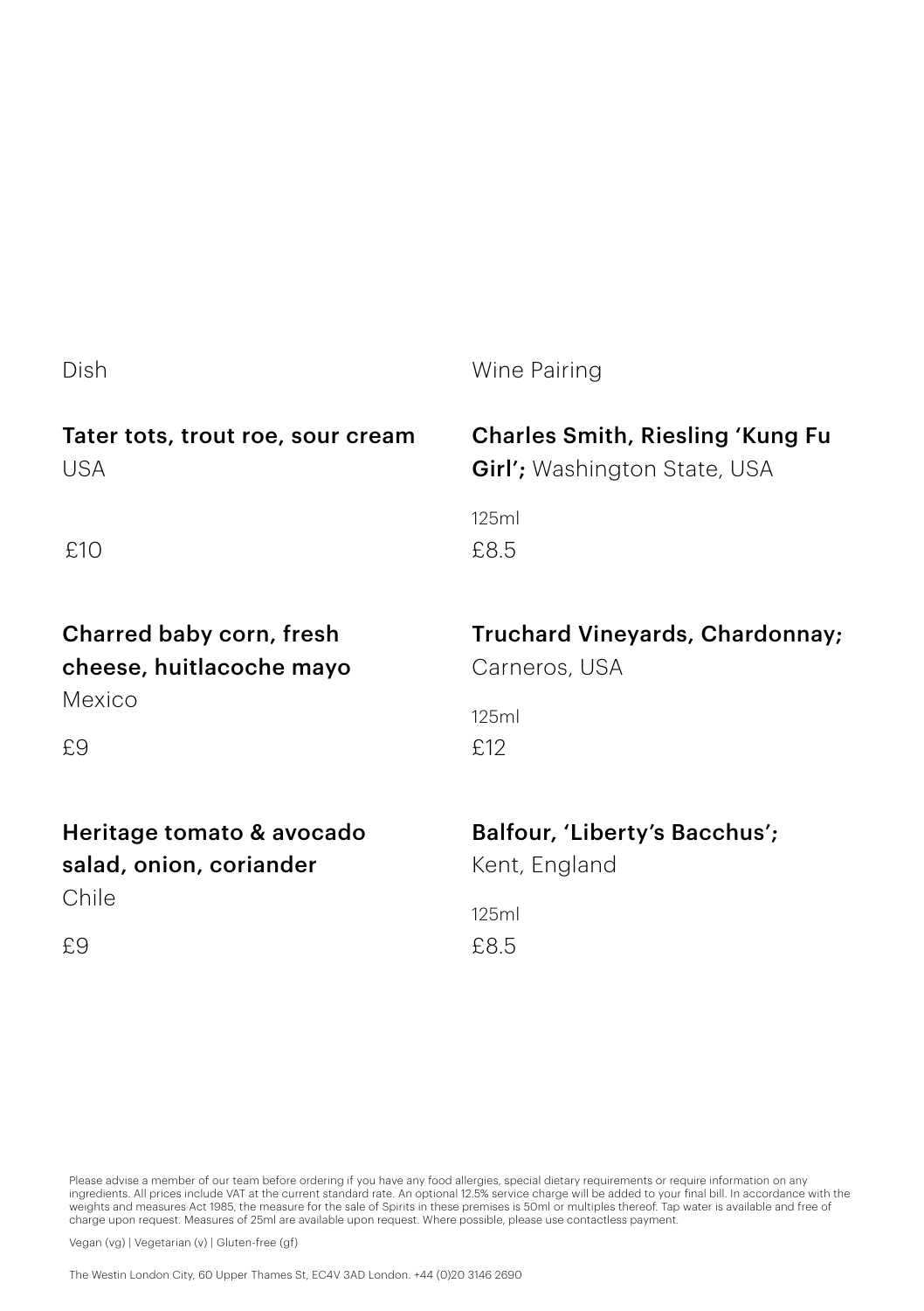| Dish | Wine Pairing |
| --- | --- |
| **Tater tots, trout roe, sour cream**<br>USA<br><br>£10 | **Charles Smith, Riesling 'Kung Fu Girl';** Washington State, USA<br><br>125ml<br>£8.5 |
| **Charred baby corn, fresh cheese, huitlacoche mayo**<br>Mexico<br><br>£9 | **Truchard Vineyards, Chardonnay;** Carneros, USA<br><br>125ml<br>£12 |
| **Heritage tomato & avocado salad, onion, coriander**<br>Chile<br><br>£9 | **Balfour, 'Liberty's Bacchus';** Kent, England<br><br>125ml<br>£8.5 |

Please advise a member of our team before ordering if you have any food allergies, special dietary requirements or require information on any ingredients. All prices include VAT at the current standard rate. An optional 12.5% service charge will be added to your final bill. In accordance with the weights and measures Act 1985, the measure for the sale of Spirits in these premises is 50ml or multiples thereof. Tap water is available and free of charge upon request. Measures of 25ml are available upon request. Where possible, please use contactless payment.

Vegan (vg) | Vegetarian (v) | Gluten-free (gf)

The Westin London City, 60 Upper Thames St, EC4V 3AD London. +44 (0)20 3146 2690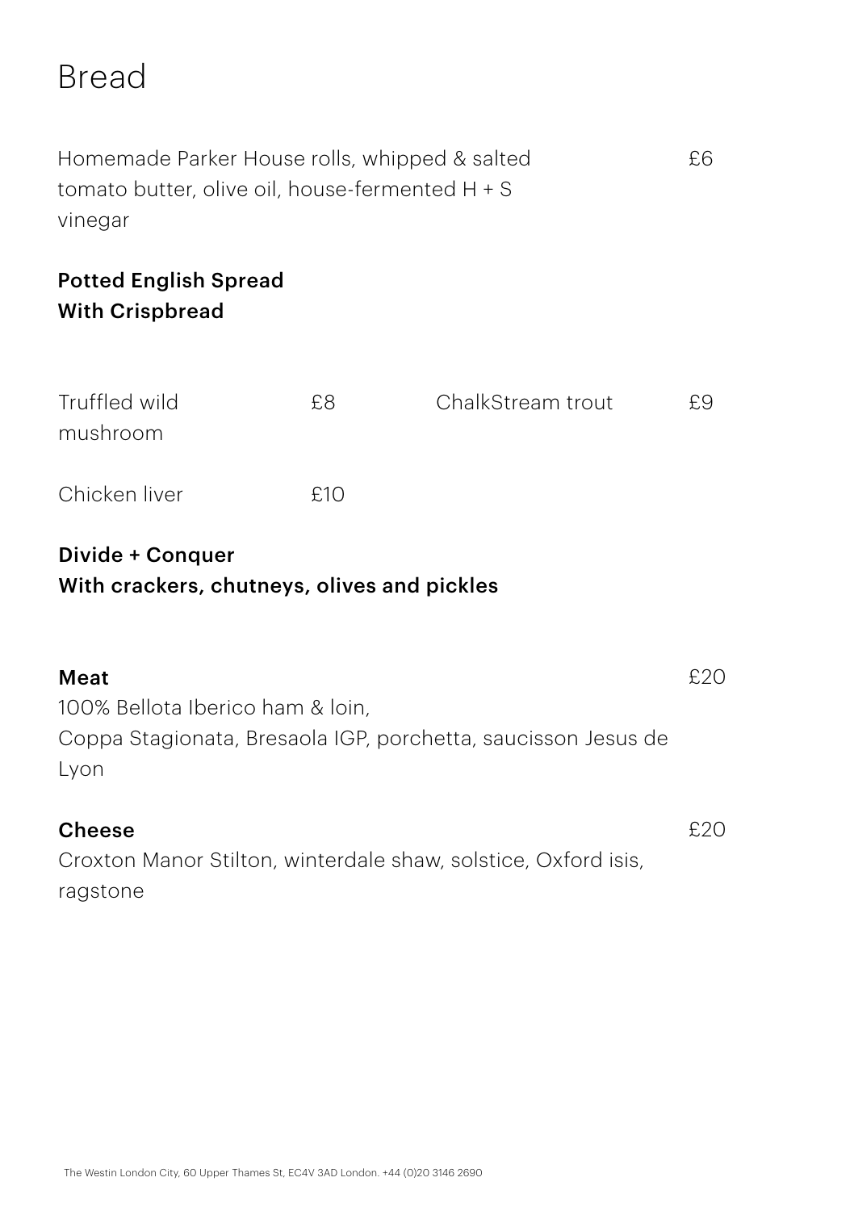# Bread

Homemade Parker House rolls, whipped & salted tomato butter, olive oil, house-fermented H + S vinegar £6

**Potted English Spread**
**With Crispbread**

Truffled wild mushroom £8

ChalkStream trout £9

Chicken liver £10

**Divide + Conquer**
**With crackers, chutneys, olives and pickles**

**Meat** £20
100% Bellota Iberico ham & loin,
Coppa Stagionata, Bresaola IGP, porchetta, saucisson Jesus de Lyon

**Cheese** £20
Croxton Manor Stilton, winterdale shaw, solstice, Oxford isis, ragstone

The Westin London City, 60 Upper Thames St, EC4V 3AD London. +44 (0)20 3146 2690